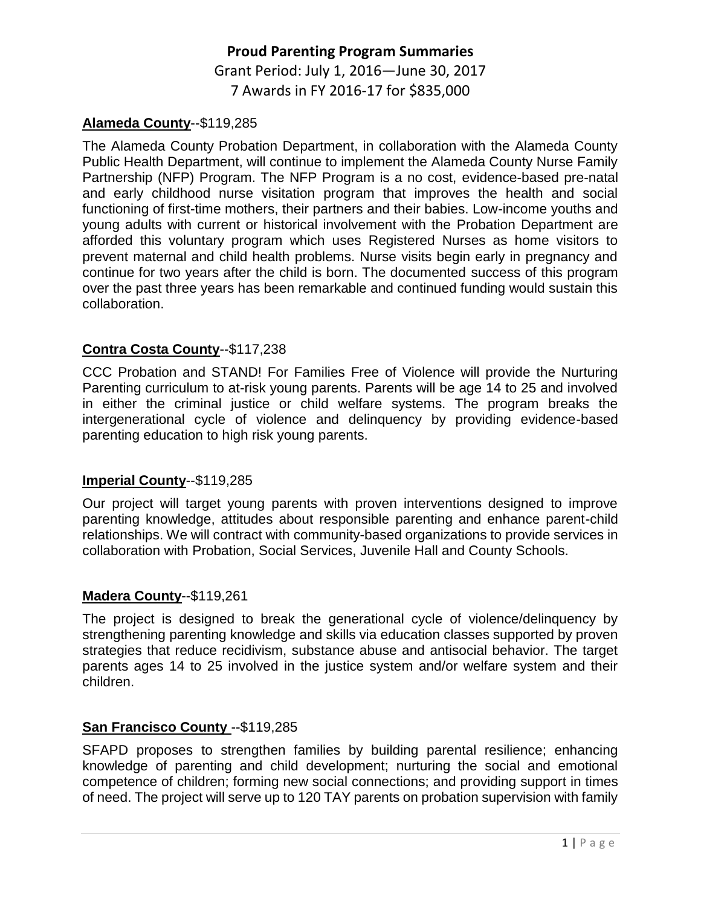# Proud Parenting Program Summaries

Grant Period: July 1, 2016—June 30, 2017

7 Awards in FY 2016-17 for $835,000

**Alameda County**--$119,285

The Alameda County Probation Department, in collaboration with the Alameda County Public Health Department, will continue to implement the Alameda County Nurse Family Partnership (NFP) Program. The NFP Program is a no cost, evidence-based pre-natal and early childhood nurse visitation program that improves the health and social functioning of first-time mothers, their partners and their babies. Low-income youths and young adults with current or historical involvement with the Probation Department are afforded this voluntary program which uses Registered Nurses as home visitors to prevent maternal and child health problems. Nurse visits begin early in pregnancy and continue for two years after the child is born. The documented success of this program over the past three years has been remarkable and continued funding would sustain this collaboration.

**Contra Costa County**--$117,238

CCC Probation and STAND! For Families Free of Violence will provide the Nurturing Parenting curriculum to at-risk young parents. Parents will be age 14 to 25 and involved in either the criminal justice or child welfare systems. The program breaks the intergenerational cycle of violence and delinquency by providing evidence-based parenting education to high risk young parents.

**Imperial County**--$119,285

Our project will target young parents with proven interventions designed to improve parenting knowledge, attitudes about responsible parenting and enhance parent-child relationships. We will contract with community-based organizations to provide services in collaboration with Probation, Social Services, Juvenile Hall and County Schools.

**Madera County**--$119,261

The project is designed to break the generational cycle of violence/delinquency by strengthening parenting knowledge and skills via education classes supported by proven strategies that reduce recidivism, substance abuse and antisocial behavior. The target parents ages 14 to 25 involved in the justice system and/or welfare system and their children.

**San Francisco County** --$119,285

SFAPD proposes to strengthen families by building parental resilience; enhancing knowledge of parenting and child development; nurturing the social and emotional competence of children; forming new social connections; and providing support in times of need. The project will serve up to 120 TAY parents on probation supervision with family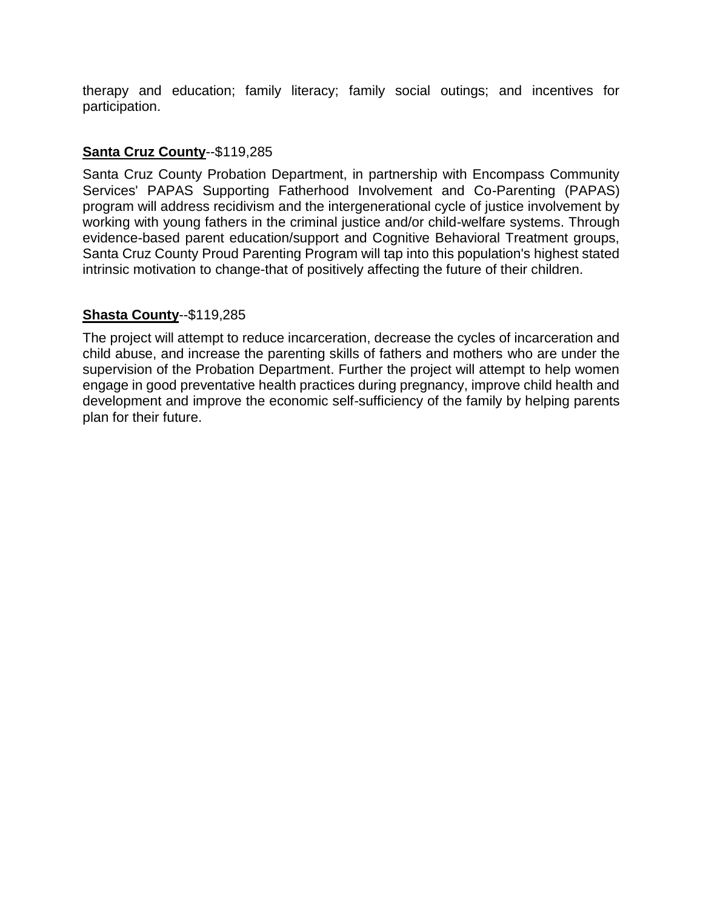therapy and education; family literacy; family social outings; and incentives for participation.

**Santa Cruz County**--$119,285

Santa Cruz County Probation Department, in partnership with Encompass Community Services' PAPAS Supporting Fatherhood Involvement and Co-Parenting (PAPAS) program will address recidivism and the intergenerational cycle of justice involvement by working with young fathers in the criminal justice and/or child-welfare systems. Through evidence-based parent education/support and Cognitive Behavioral Treatment groups, Santa Cruz County Proud Parenting Program will tap into this population's highest stated intrinsic motivation to change-that of positively affecting the future of their children.

**Shasta County**--$119,285

The project will attempt to reduce incarceration, decrease the cycles of incarceration and child abuse, and increase the parenting skills of fathers and mothers who are under the supervision of the Probation Department. Further the project will attempt to help women engage in good preventative health practices during pregnancy, improve child health and development and improve the economic self-sufficiency of the family by helping parents plan for their future.